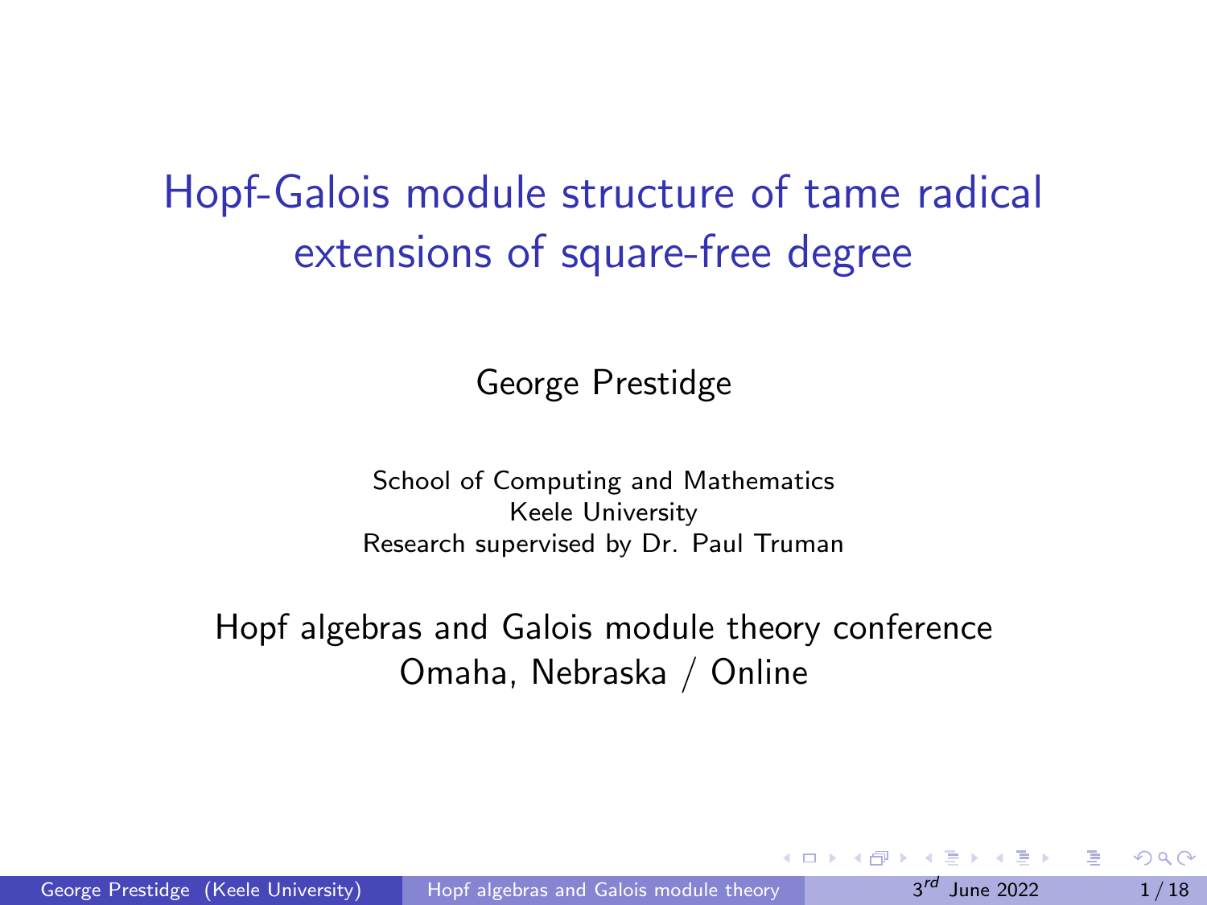# Hopf-Galois module structure of tame radical extensions of square-free degree

George Prestidge

School of Computing and Mathematics
Keele University
Research supervised by Dr. Paul Truman

Hopf algebras and Galois module theory conference
Omaha, Nebraska / Online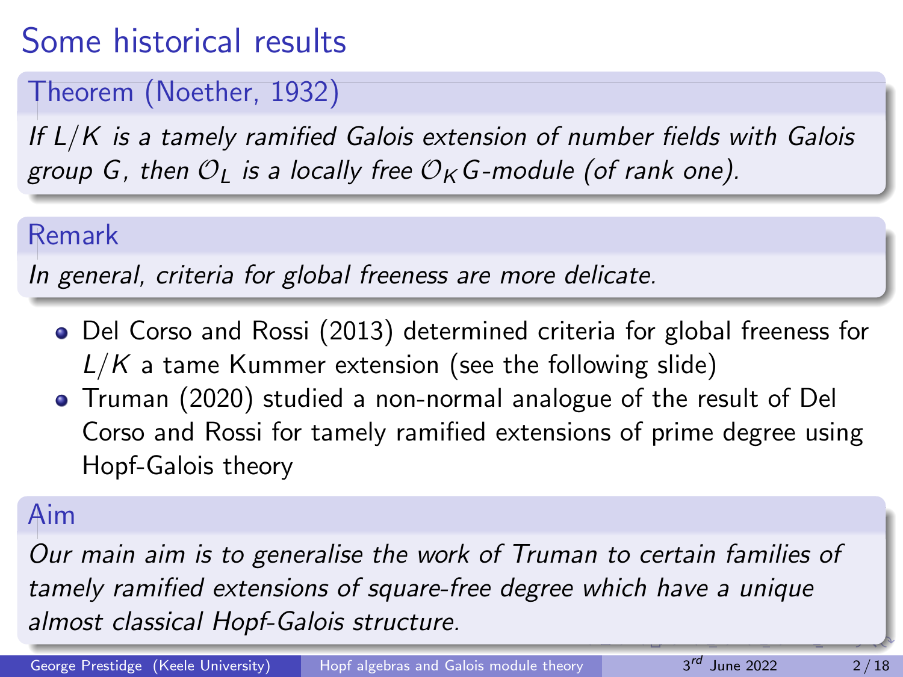# Some historical results

**Theorem (Noether, 1932)**

*If $L/K$ is a tamely ramified Galois extension of number fields with Galois group $G$, then $\mathcal{O}_L$ is a locally free $\mathcal{O}_K G$-module (of rank one).*

**Remark**

*In general, criteria for global freeness are more delicate.*

- Del Corso and Rossi (2013) determined criteria for global freeness for $L/K$ a tame Kummer extension (see the following slide)
- Truman (2020) studied a non-normal analogue of the result of Del Corso and Rossi for tamely ramified extensions of prime degree using Hopf-Galois theory

**Aim**

*Our main aim is to generalise the work of Truman to certain families of tamely ramified extensions of square-free degree which have a unique almost classical Hopf-Galois structure.*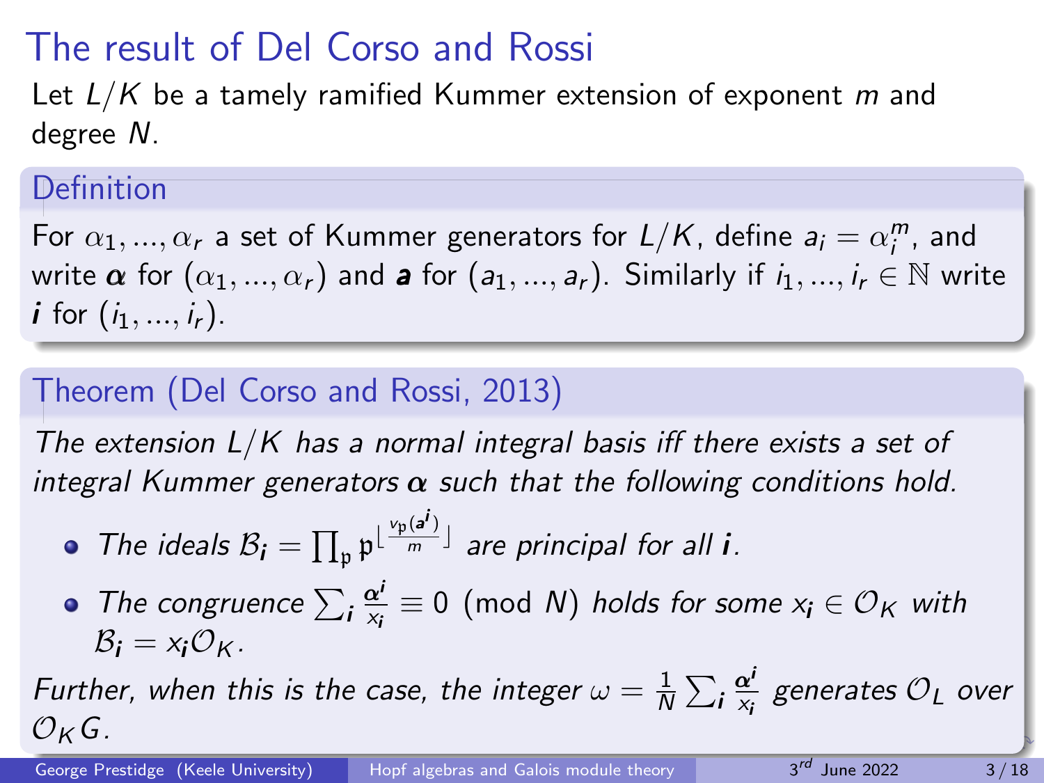# The result of Del Corso and Rossi

Let $L/K$ be a tamely ramified Kummer extension of exponent $m$ and degree $N$.

### Definition

For $\alpha_1, \ldots, \alpha_r$ a set of Kummer generators for $L/K$, define $a_i = \alpha_i^m$, and write $\boldsymbol{\alpha}$ for $(\alpha_1, \ldots, \alpha_r)$ and $\boldsymbol{a}$ for $(a_1, \ldots, a_r)$. Similarly if $i_1, \ldots, i_r \in \mathbb{N}$ write $\boldsymbol{i}$ for $(i_1, \ldots, i_r)$.

### Theorem (Del Corso and Rossi, 2013)

*The extension $L/K$ has a normal integral basis iff there exists a set of integral Kummer generators $\boldsymbol{\alpha}$ such that the following conditions hold.*

- *The ideals $\mathcal{B}_{\boldsymbol{i}} = \prod_{\mathfrak{p}} \mathfrak{p}^{\lfloor \frac{v_{\mathfrak{p}}(\boldsymbol{a}^{\boldsymbol{i}})}{m} \rfloor}$ are principal for all $\boldsymbol{i}$.*
- *The congruence $\sum_{\boldsymbol{i}} \frac{\boldsymbol{\alpha}^{\boldsymbol{i}}}{x_{\boldsymbol{i}}} \equiv 0 \pmod{N}$ holds for some $x_{\boldsymbol{i}} \in \mathcal{O}_K$ with $\mathcal{B}_{\boldsymbol{i}} = x_{\boldsymbol{i}} \mathcal{O}_K$.*

*Further, when this is the case, the integer $\omega = \frac{1}{N} \sum_{\boldsymbol{i}} \frac{\boldsymbol{\alpha}^{\boldsymbol{i}}}{x_{\boldsymbol{i}}}$ generates $\mathcal{O}_L$ over $\mathcal{O}_K G$.*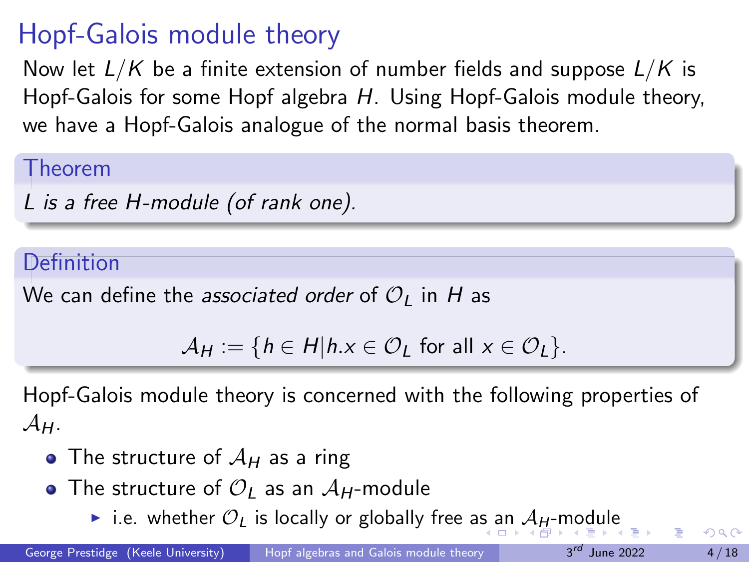# Hopf-Galois module theory

Now let $L/K$ be a finite extension of number fields and suppose $L/K$ is Hopf-Galois for some Hopf algebra $H$. Using Hopf-Galois module theory, we have a Hopf-Galois analogue of the normal basis theorem.

**Theorem**

*$L$ is a free $H$-module (of rank one).*

**Definition**

We can define the *associated order* of $\mathcal{O}_L$ in $H$ as

$$\mathcal{A}_H := \{h \in H | h.x \in \mathcal{O}_L \text{ for all } x \in \mathcal{O}_L\}.$$

Hopf-Galois module theory is concerned with the following properties of $\mathcal{A}_H$.

- The structure of $\mathcal{A}_H$ as a ring
- The structure of $\mathcal{O}_L$ as an $\mathcal{A}_H$-module
  - i.e. whether $\mathcal{O}_L$ is locally or globally free as an $\mathcal{A}_H$-module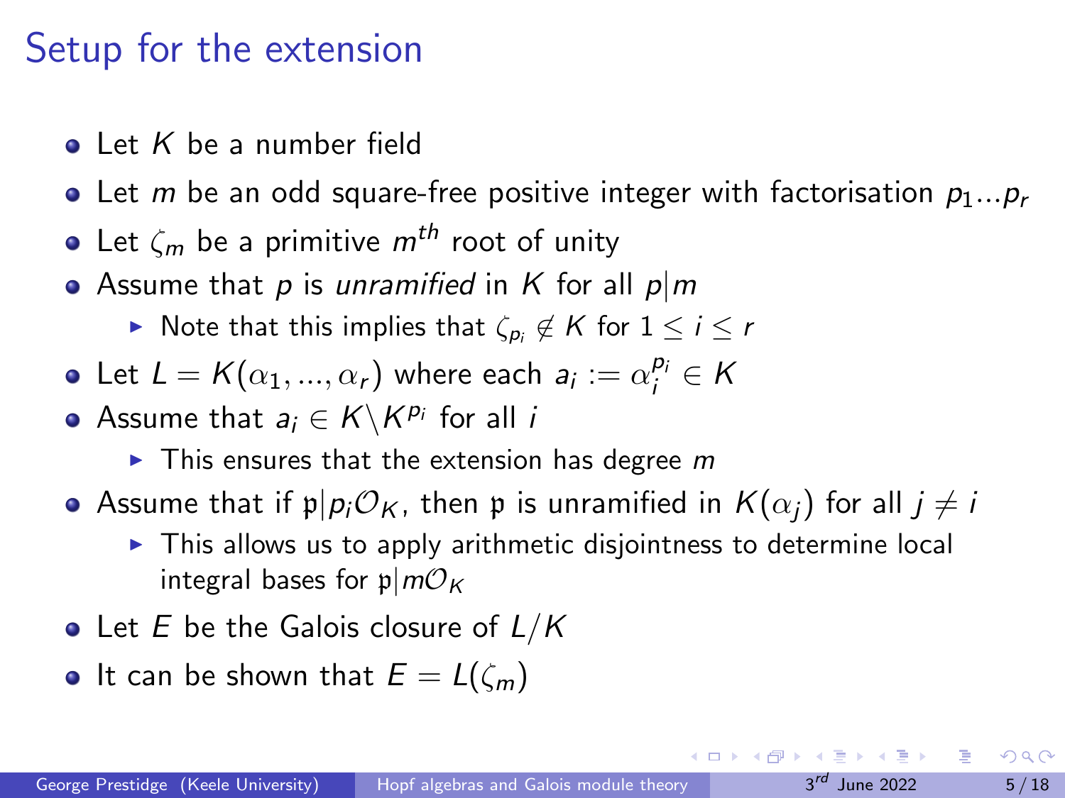# Setup for the extension

- Let $K$ be a number field
- Let $m$ be an odd square-free positive integer with factorisation $p_1 ... p_r$
- Let $\zeta_m$ be a primitive $m^{th}$ root of unity
- Assume that $p$ is *unramified* in $K$ for all $p | m$
  - Note that this implies that $\zeta_{p_i} \notin K$ for $1 \leq i \leq r$
- Let $L = K(\alpha_1, ..., \alpha_r)$ where each $a_i := \alpha_i^{p_i} \in K$
- Assume that $a_i \in K \backslash K^{p_i}$ for all $i$
  - This ensures that the extension has degree $m$
- Assume that if $\mathfrak{p} | p_i \mathcal{O}_K$, then $\mathfrak{p}$ is unramified in $K(\alpha_j)$ for all $j \neq i$
  - This allows us to apply arithmetic disjointness to determine local integral bases for $\mathfrak{p} | m\mathcal{O}_K$
- Let $E$ be the Galois closure of $L/K$
- It can be shown that $E = L(\zeta_m)$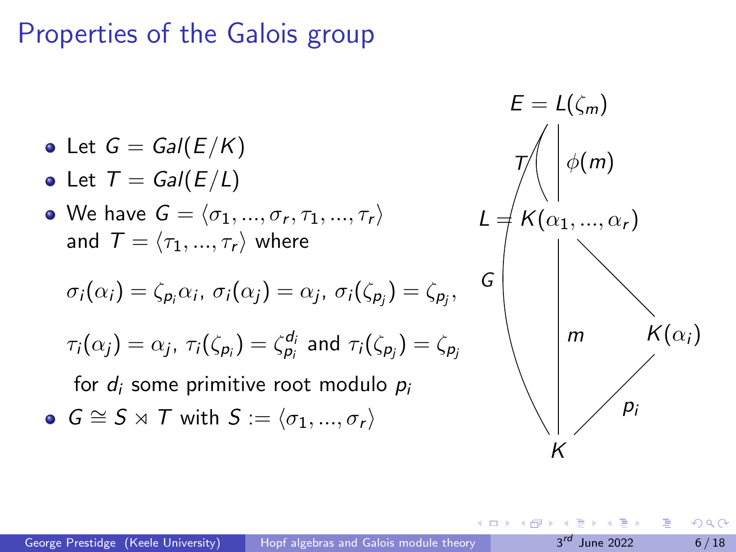# Properties of the Galois group

- Let $G = Gal(E/K)$
- Let $T = Gal(E/L)$
- We have $G = \langle \sigma_1, ..., \sigma_r, \tau_1, ..., \tau_r \rangle$ and $T = \langle \tau_1, ..., \tau_r \rangle$ where

  $$\sigma_i(\alpha_i) = \zeta_{p_i}\alpha_i,\ \sigma_i(\alpha_j) = \alpha_j,\ \sigma_i(\zeta_{p_j}) = \zeta_{p_j},$$

  $$\tau_i(\alpha_j) = \alpha_j,\ \tau_i(\zeta_{p_i}) = \zeta_{p_i}^{d_i} \text{ and } \tau_i(\zeta_{p_j}) = \zeta_{p_j}$$

  for $d_i$ some primitive root modulo $p_i$
- $G \cong S \rtimes T$ with $S := \langle \sigma_1, ..., \sigma_r \rangle$

$E = L(\zeta_m)$

$T$ $\quad \phi(m)$

$L = K(\alpha_1, ..., \alpha_r)$

$G \quad m \quad K(\alpha_i)$

$p_i$

$K$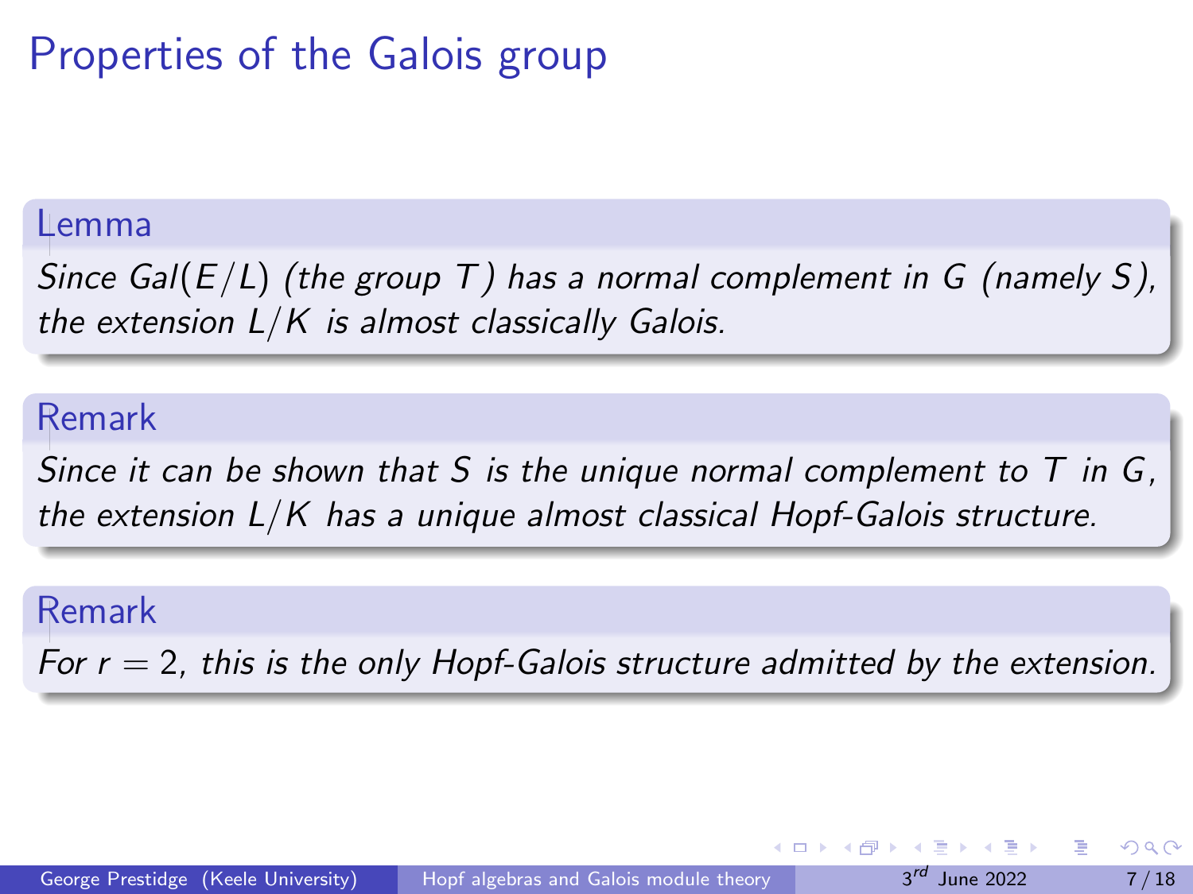# Properties of the Galois group

**Lemma**

*Since $Gal(E/L)$ (the group $T$) has a normal complement in $G$ (namely $S$), the extension $L/K$ is almost classically Galois.*

**Remark**

*Since it can be shown that $S$ is the unique normal complement to $T$ in $G$, the extension $L/K$ has a unique almost classical Hopf-Galois structure.*

**Remark**

*For $r = 2$, this is the only Hopf-Galois structure admitted by the extension.*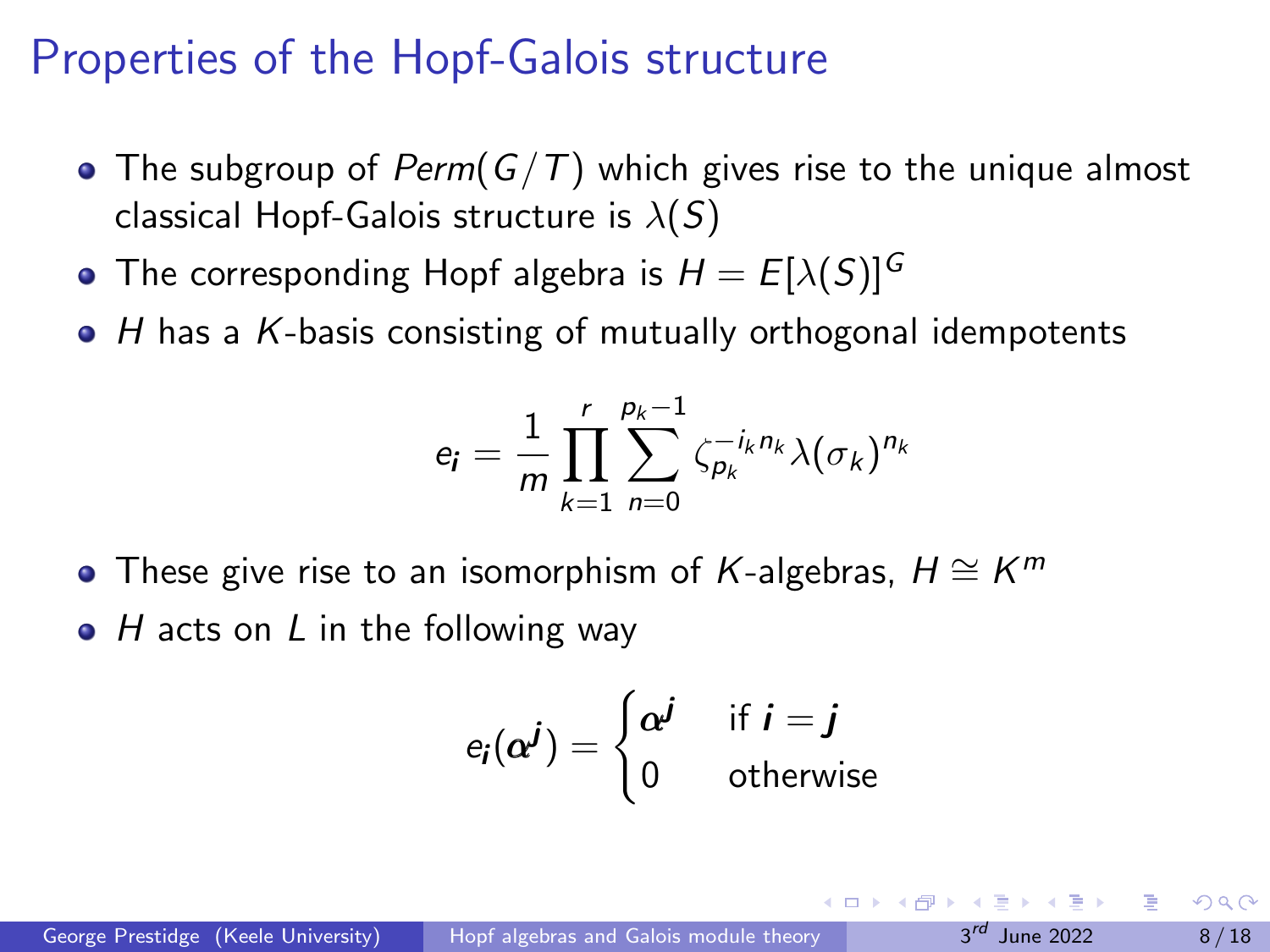# Properties of the Hopf-Galois structure

- The subgroup of $Perm(G/T)$ which gives rise to the unique almost classical Hopf-Galois structure is $\lambda(S)$
- The corresponding Hopf algebra is $H = E[\lambda(S)]^G$
- $H$ has a $K$-basis consisting of mutually orthogonal idempotents

$$e_{\boldsymbol{i}} = \frac{1}{m} \prod_{k=1}^{r} \sum_{n=0}^{p_k - 1} \zeta_{p_k}^{-i_k n_k} \lambda(\sigma_k)^{n_k}$$

- These give rise to an isomorphism of $K$-algebras, $H \cong K^m$
- $H$ acts on $L$ in the following way

$$e_{\boldsymbol{i}}(\boldsymbol{\alpha}^{\boldsymbol{j}}) = \begin{cases} \boldsymbol{\alpha}^{\boldsymbol{j}} & \text{if } \boldsymbol{i} = \boldsymbol{j} \\ 0 & \text{otherwise} \end{cases}$$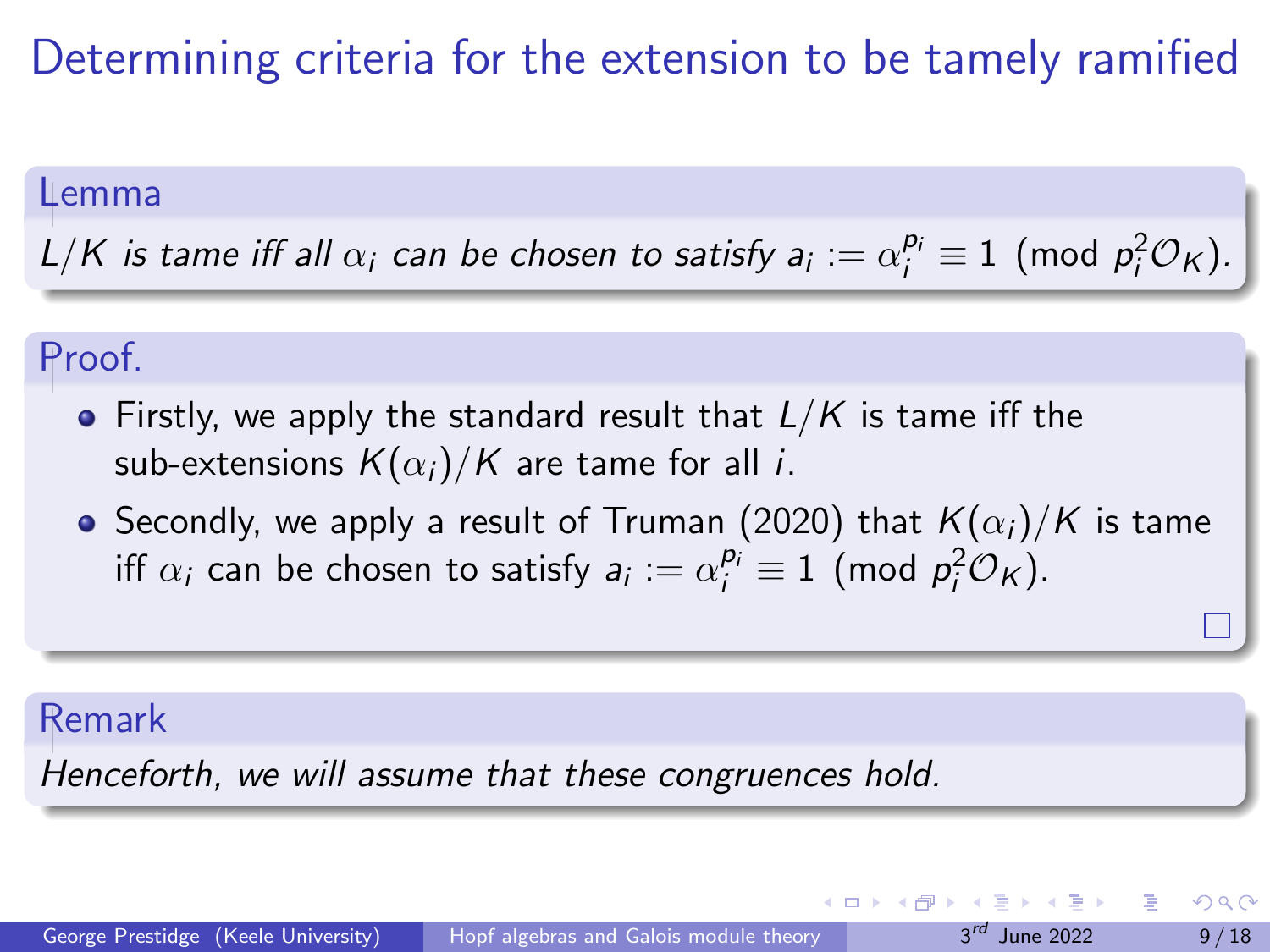# Determining criteria for the extension to be tamely ramified

**Lemma**

*$L/K$ is tame iff all $\alpha_i$ can be chosen to satisfy $a_i := \alpha_i^{p_i} \equiv 1 \pmod{p_i^2 \mathcal{O}_K}$.*

**Proof.**

- Firstly, we apply the standard result that $L/K$ is tame iff the sub-extensions $K(\alpha_i)/K$ are tame for all $i$.
- Secondly, we apply a result of Truman (2020) that $K(\alpha_i)/K$ is tame iff $\alpha_i$ can be chosen to satisfy $a_i := \alpha_i^{p_i} \equiv 1 \pmod{p_i^2 \mathcal{O}_K}$.

□

**Remark**

*Henceforth, we will assume that these congruences hold.*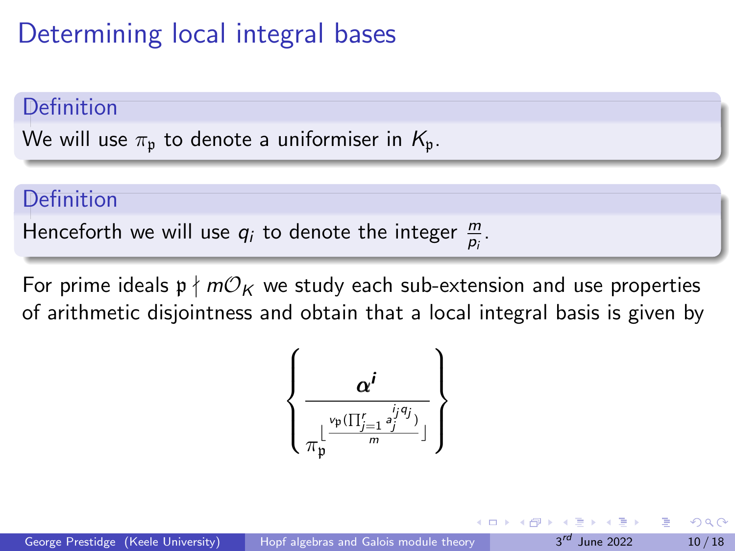# Determining local integral bases

**Definition**

We will use $\pi_{\mathfrak{p}}$ to denote a uniformiser in $K_{\mathfrak{p}}$.

**Definition**

Henceforth we will use $q_i$ to denote the integer $\frac{m}{p_i}$.

For prime ideals $\mathfrak{p} \nmid m\mathcal{O}_K$ we study each sub-extension and use properties of arithmetic disjointness and obtain that a local integral basis is given by

$$\left\{ \frac{\alpha^i}{\pi_{\mathfrak{p}}^{\left\lfloor \frac{v_{\mathfrak{p}}\left(\prod_{j=1}^{r} a_j^{i_j q_j}\right)}{m} \right\rfloor}} \right\}$$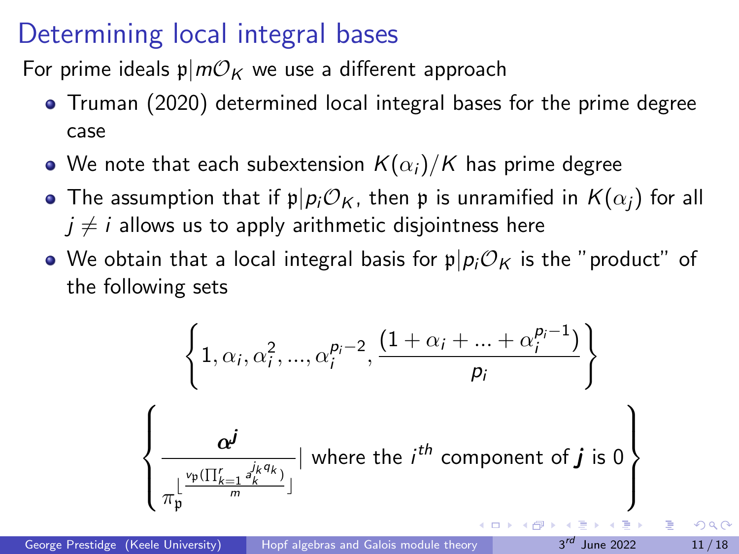# Determining local integral bases

For prime ideals $\mathfrak{p} | m\mathcal{O}_K$ we use a different approach

- Truman (2020) determined local integral bases for the prime degree case
- We note that each subextension $K(\alpha_i)/K$ has prime degree
- The assumption that if $\mathfrak{p} | p_i\mathcal{O}_K$, then $\mathfrak{p}$ is unramified in $K(\alpha_j)$ for all $j \neq i$ allows us to apply arithmetic disjointness here
- We obtain that a local integral basis for $\mathfrak{p} | p_i\mathcal{O}_K$ is the "product" of the following sets

$$\left\{ 1, \alpha_i, \alpha_i^2, ..., \alpha_i^{p_i - 2}, \frac{(1 + \alpha_i + ... + \alpha_i^{p_i - 1})}{p_i} \right\}$$

$$\left\{ \frac{\boldsymbol{\alpha}^{\boldsymbol{j}}}{\pi_{\mathfrak{p}}^{\lfloor \frac{v_{\mathfrak{p}}(\prod_{k=1}^{r} a_k^{j_k q_k})}{m} \rfloor}} \middle| \text{ where the } i^{th} \text{ component of } \boldsymbol{j} \text{ is } 0 \right\}$$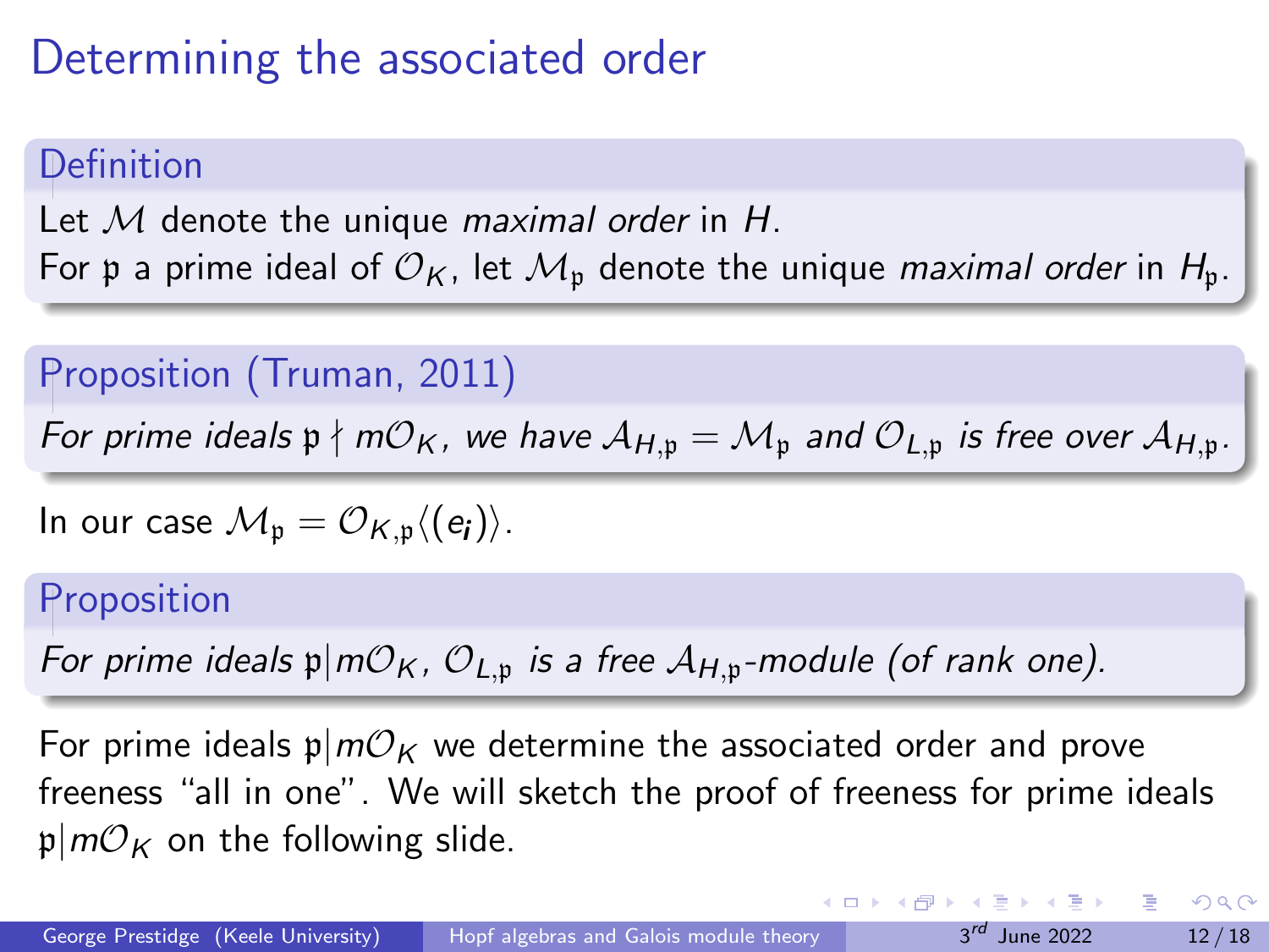# Determining the associated order

**Definition**

Let $\mathcal{M}$ denote the unique *maximal order* in $H$.
For $\mathfrak{p}$ a prime ideal of $\mathcal{O}_K$, let $\mathcal{M}_{\mathfrak{p}}$ denote the unique *maximal order* in $H_{\mathfrak{p}}$.

**Proposition (Truman, 2011)**

*For prime ideals $\mathfrak{p} \nmid m\mathcal{O}_K$, we have $\mathcal{A}_{H,\mathfrak{p}} = \mathcal{M}_{\mathfrak{p}}$ and $\mathcal{O}_{L,\mathfrak{p}}$ is free over $\mathcal{A}_{H,\mathfrak{p}}$.*

In our case $\mathcal{M}_{\mathfrak{p}} = \mathcal{O}_{K,\mathfrak{p}}\langle (e_{\boldsymbol{i}}) \rangle$.

**Proposition**

*For prime ideals $\mathfrak{p} | m\mathcal{O}_K$, $\mathcal{O}_{L,\mathfrak{p}}$ is a free $\mathcal{A}_{H,\mathfrak{p}}$-module (of rank one).*

For prime ideals $\mathfrak{p} | m\mathcal{O}_K$ we determine the associated order and prove freeness "all in one". We will sketch the proof of freeness for prime ideals $\mathfrak{p} | m\mathcal{O}_K$ on the following slide.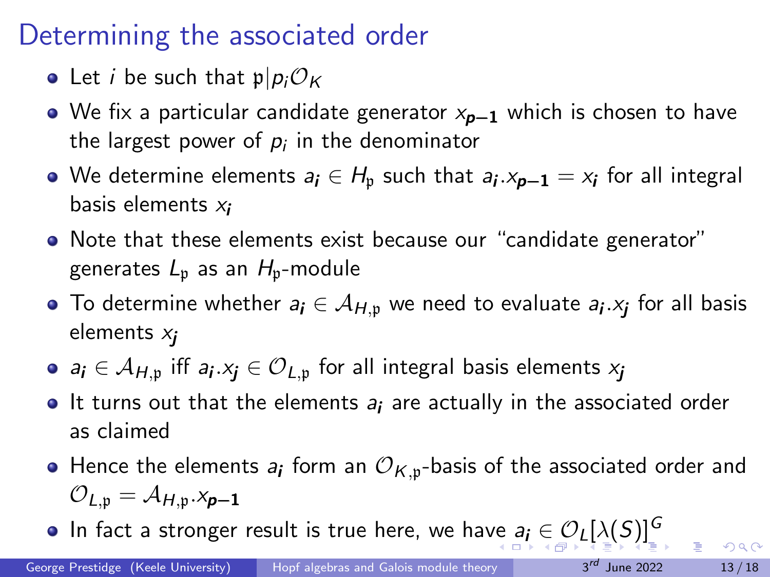# Determining the associated order

- Let $i$ be such that $\mathfrak{p} | p_i \mathcal{O}_K$
- We fix a particular candidate generator $x_{\boldsymbol{p-1}}$ which is chosen to have the largest power of $p_i$ in the denominator
- We determine elements $a_{\boldsymbol{i}} \in H_{\mathfrak{p}}$ such that $a_{\boldsymbol{i}}.x_{\boldsymbol{p-1}} = x_{\boldsymbol{i}}$ for all integral basis elements $x_{\boldsymbol{i}}$
- Note that these elements exist because our "candidate generator" generates $L_{\mathfrak{p}}$ as an $H_{\mathfrak{p}}$-module
- To determine whether $a_{\boldsymbol{i}} \in \mathcal{A}_{H,\mathfrak{p}}$ we need to evaluate $a_{\boldsymbol{i}}.x_{\boldsymbol{j}}$ for all basis elements $x_{\boldsymbol{j}}$
- $a_{\boldsymbol{i}} \in \mathcal{A}_{H,\mathfrak{p}}$ iff $a_{\boldsymbol{i}}.x_{\boldsymbol{j}} \in \mathcal{O}_{L,\mathfrak{p}}$ for all integral basis elements $x_{\boldsymbol{j}}$
- It turns out that the elements $a_{\boldsymbol{i}}$ are actually in the associated order as claimed
- Hence the elements $a_{\boldsymbol{i}}$ form an $\mathcal{O}_{K,\mathfrak{p}}$-basis of the associated order and $\mathcal{O}_{L,\mathfrak{p}} = \mathcal{A}_{H,\mathfrak{p}}.x_{\boldsymbol{p-1}}$
- In fact a stronger result is true here, we have $a_{\boldsymbol{i}} \in \mathcal{O}_L[\lambda(S)]^G$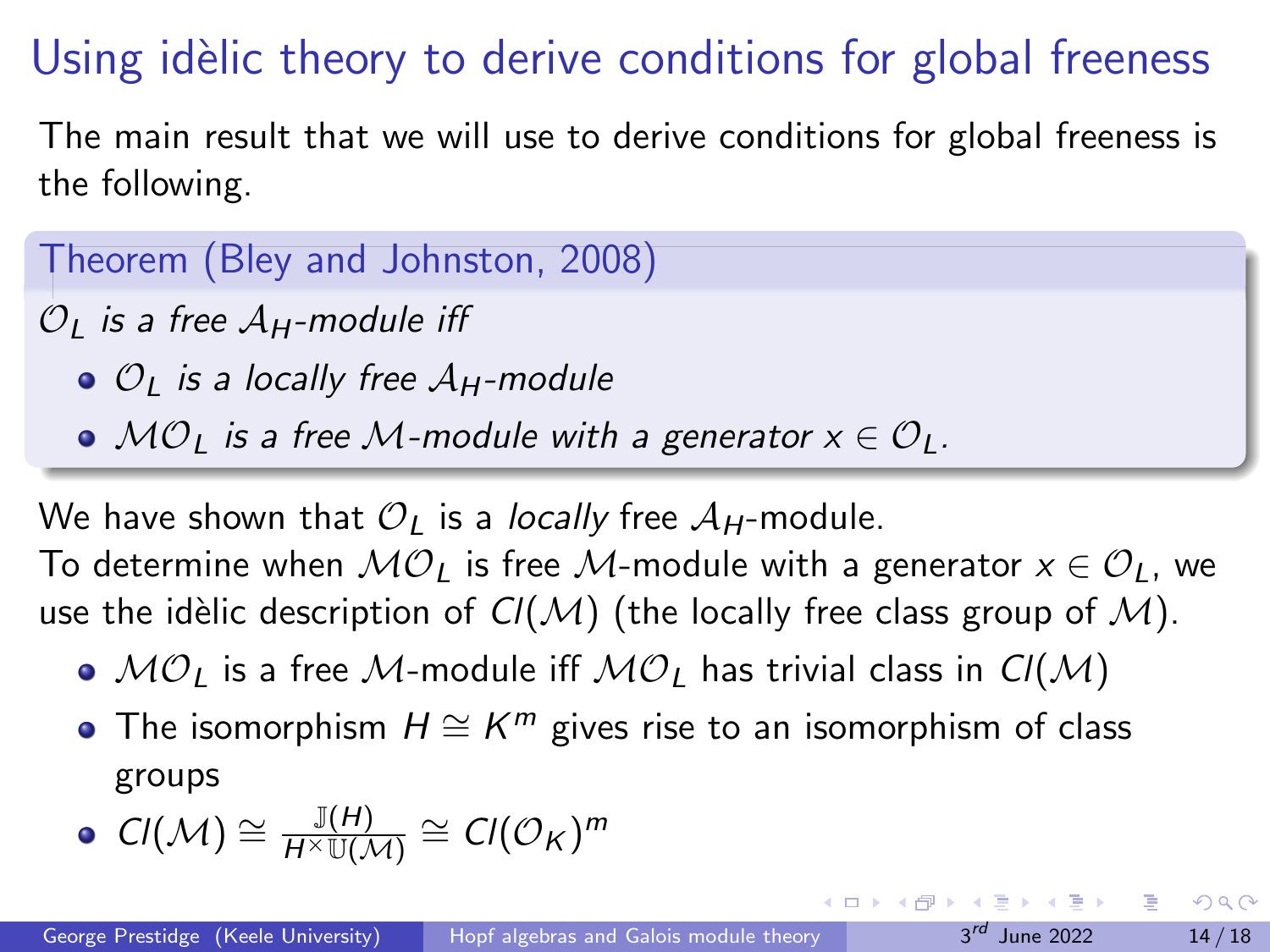# Using idèlic theory to derive conditions for global freeness

The main result that we will use to derive conditions for global freeness is the following.

**Theorem (Bley and Johnston, 2008)**

*$\mathcal{O}_L$ is a free $\mathcal{A}_H$-module iff*

- *$\mathcal{O}_L$ is a locally free $\mathcal{A}_H$-module*
- *$\mathcal{M}\mathcal{O}_L$ is a free $\mathcal{M}$-module with a generator $x \in \mathcal{O}_L$.*

We have shown that $\mathcal{O}_L$ is a *locally* free $\mathcal{A}_H$-module.
To determine when $\mathcal{M}\mathcal{O}_L$ is free $\mathcal{M}$-module with a generator $x \in \mathcal{O}_L$, we use the idèlic description of $Cl(\mathcal{M})$ (the locally free class group of $\mathcal{M}$).

- $\mathcal{M}\mathcal{O}_L$ is a free $\mathcal{M}$-module iff $\mathcal{M}\mathcal{O}_L$ has trivial class in $Cl(\mathcal{M})$
- The isomorphism $H \cong K^m$ gives rise to an isomorphism of class groups
- $Cl(\mathcal{M}) \cong \frac{\mathbb{J}(H)}{H^\times \mathbb{U}(\mathcal{M})} \cong Cl(\mathcal{O}_K)^m$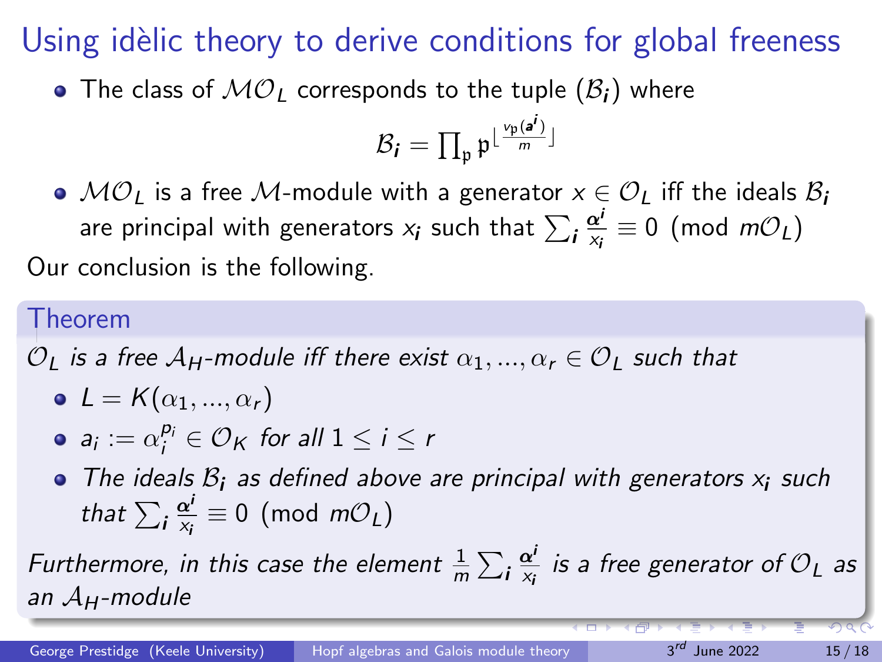# Using idèlic theory to derive conditions for global freeness

- The class of $\mathcal{M}\mathcal{O}_L$ corresponds to the tuple $(\mathcal{B}_{\boldsymbol{i}})$ where
$$\mathcal{B}_{\boldsymbol{i}} = \prod_{\mathfrak{p}} \mathfrak{p}^{\lfloor \frac{v_{\mathfrak{p}}(\boldsymbol{a}^{\boldsymbol{i}})}{m} \rfloor}$$
- $\mathcal{M}\mathcal{O}_L$ is a free $\mathcal{M}$-module with a generator $x \in \mathcal{O}_L$ iff the ideals $\mathcal{B}_{\boldsymbol{i}}$ are principal with generators $x_{\boldsymbol{i}}$ such that $\sum_{\boldsymbol{i}} \frac{\boldsymbol{\alpha}^{\boldsymbol{i}}}{x_{\boldsymbol{i}}} \equiv 0 \pmod{m\mathcal{O}_L}$

Our conclusion is the following.

**Theorem**

*$\mathcal{O}_L$ is a free $\mathcal{A}_H$-module iff there exist $\alpha_1, ..., \alpha_r \in \mathcal{O}_L$ such that*

- $L = K(\alpha_1, ..., \alpha_r)$
- $a_i := \alpha_i^{p_i} \in \mathcal{O}_K$ *for all* $1 \leq i \leq r$
- *The ideals $\mathcal{B}_{\boldsymbol{i}}$ as defined above are principal with generators $x_{\boldsymbol{i}}$ such that* $\sum_{\boldsymbol{i}} \frac{\boldsymbol{\alpha}^{\boldsymbol{i}}}{x_{\boldsymbol{i}}} \equiv 0 \pmod{m\mathcal{O}_L}$

*Furthermore, in this case the element $\frac{1}{m} \sum_{\boldsymbol{i}} \frac{\boldsymbol{\alpha}^{\boldsymbol{i}}}{x_{\boldsymbol{i}}}$ is a free generator of $\mathcal{O}_L$ as an $\mathcal{A}_H$-module*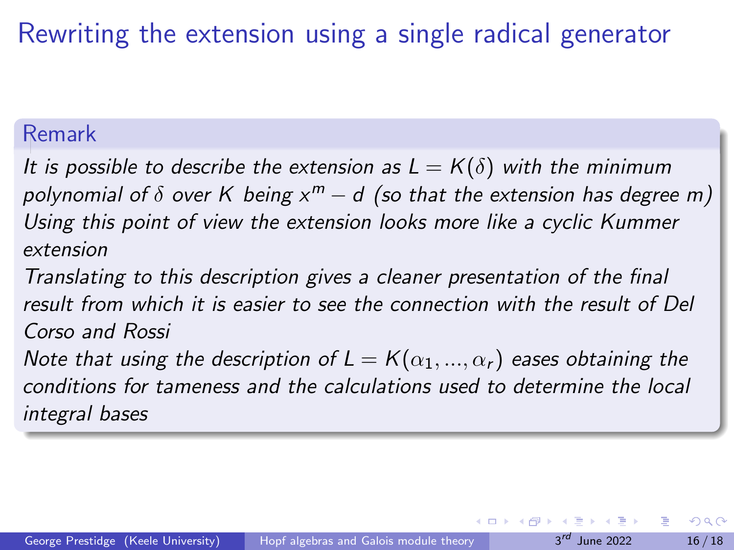# Rewriting the extension using a single radical generator

## Remark

*It is possible to describe the extension as $L = K(\delta)$ with the minimum polynomial of $\delta$ over $K$ being $x^m - d$ (so that the extension has degree $m$)*

*Using this point of view the extension looks more like a cyclic Kummer extension*

*Translating to this description gives a cleaner presentation of the final result from which it is easier to see the connection with the result of Del Corso and Rossi*

*Note that using the description of $L = K(\alpha_1, ..., \alpha_r)$ eases obtaining the conditions for tameness and the calculations used to determine the local integral bases*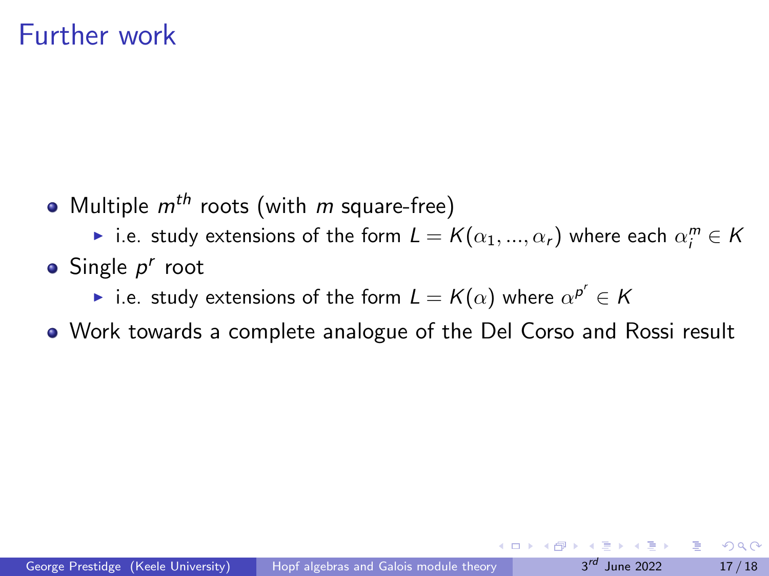# Further work

- Multiple $m^{th}$ roots (with $m$ square-free)
  - i.e. study extensions of the form $L = K(\alpha_1, ..., \alpha_r)$ where each $\alpha_i^m \in K$
- Single $p^r$ root
  - i.e. study extensions of the form $L = K(\alpha)$ where $\alpha^{p^r} \in K$
- Work towards a complete analogue of the Del Corso and Rossi result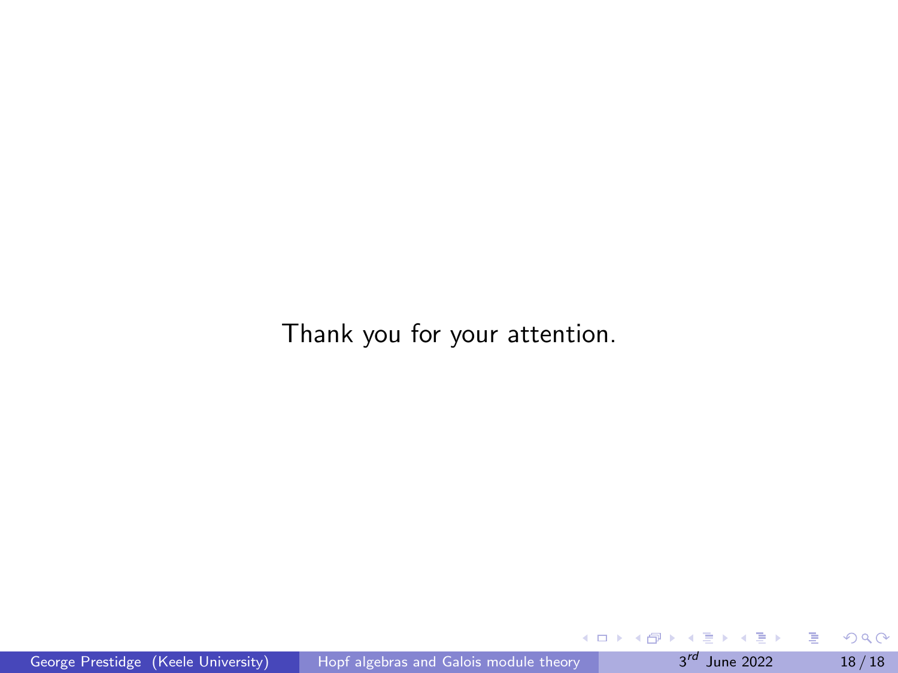Thank you for your attention.